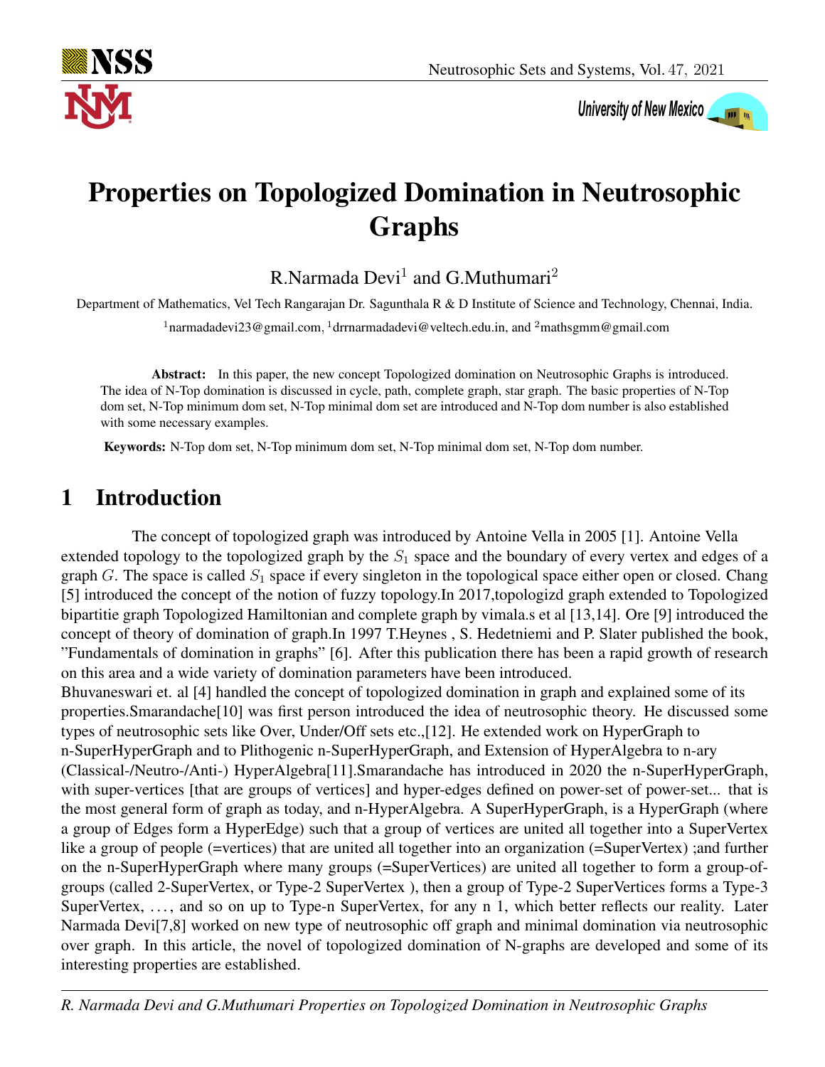# Properties on Topologized Domination in Neutrosophic Graphs

R.Narmada Devi[1] and G.Muthumari[2]

Department of Mathematics, Vel Tech Rangarajan Dr. Sagunthala R & D Institute of Science and Technology, Chennai, India.

[1]narmadadevi23@gmail.com, [1]drrnarmadadevi@veltech.edu.in, and [2]mathsgmm@gmail.com

**Abstract:** In this paper, the new concept Topologized domination on Neutrosophic Graphs is introduced. The idea of N-Top domination is discussed in cycle, path, complete graph, star graph. The basic properties of N-Top dom set, N-Top minimum dom set, N-Top minimal dom set are introduced and N-Top dom number is also established with some necessary examples.

**Keywords:** N-Top dom set, N-Top minimum dom set, N-Top minimal dom set, N-Top dom number.

## 1 Introduction

The concept of topologized graph was introduced by Antoine Vella in 2005 [1]. Antoine Vella extended topology to the topologized graph by the $S_1$ space and the boundary of every vertex and edges of a graph $G$. The space is called $S_1$ space if every singleton in the topological space either open or closed. Chang [5] introduced the concept of the notion of fuzzy topology.In 2017,topologizd graph extended to Topologized bipartitie graph Topologized Hamiltonian and complete graph by vimala.s et al [13,14]. Ore [9] introduced the concept of theory of domination of graph.In 1997 T.Heynes , S. Hedetniemi and P. Slater published the book, "Fundamentals of domination in graphs" [6]. After this publication there has been a rapid growth of research on this area and a wide variety of domination parameters have been introduced.

Bhuvaneswari et. al [4] handled the concept of topologized domination in graph and explained some of its properties.Smarandache[10] was first person introduced the idea of neutrosophic theory. He discussed some types of neutrosophic sets like Over, Under/Off sets etc.,[12]. He extended work on HyperGraph to n-SuperHyperGraph and to Plithogenic n-SuperHyperGraph, and Extension of HyperAlgebra to n-ary (Classical-/Neutro-/Anti-) HyperAlgebra[11].Smarandache has introduced in 2020 the n-SuperHyperGraph, with super-vertices [that are groups of vertices] and hyper-edges defined on power-set of power-set... that is the most general form of graph as today, and n-HyperAlgebra. A SuperHyperGraph, is a HyperGraph (where a group of Edges form a HyperEdge) such that a group of vertices are united all together into a SuperVertex like a group of people (=vertices) that are united all together into an organization (=SuperVertex) ;and further on the n-SuperHyperGraph where many groups (=SuperVertices) are united all together to form a group-of-groups (called 2-SuperVertex, or Type-2 SuperVertex ), then a group of Type-2 SuperVertices forms a Type-3 SuperVertex, . . . , and so on up to Type-n SuperVertex, for any n 1, which better reflects our reality. Later Narmada Devi[7,8] worked on new type of neutrosophic off graph and minimal domination via neutrosophic over graph. In this article, the novel of topologized domination of N-graphs are developed and some of its interesting properties are established.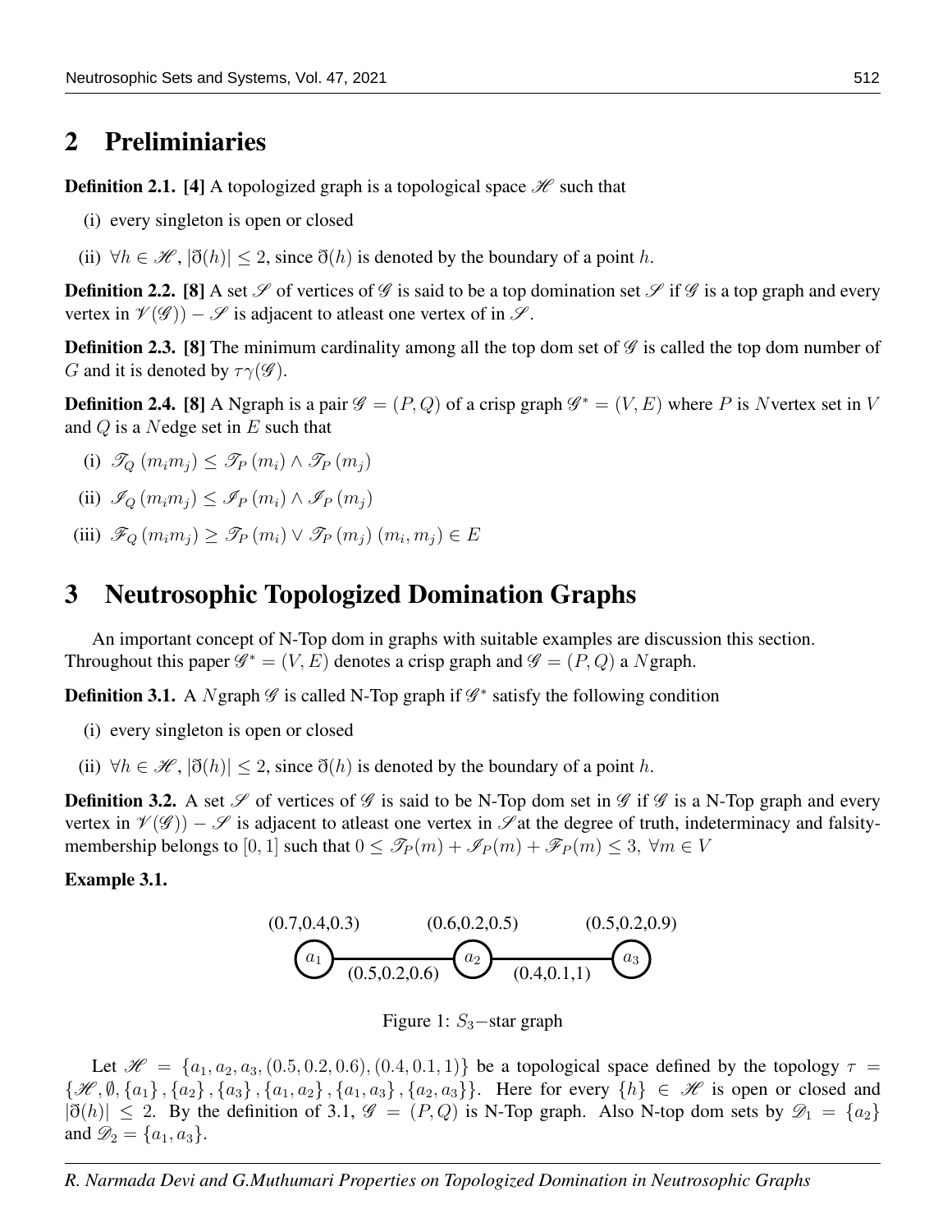## 2 Preliminiaries

**Definition 2.1. [4]** A topologized graph is a topological space $\mathscr{H}$ such that

(i) every singleton is open or closed

(ii) $\forall h \in \mathscr{H}$, $|\eth(h)| \leq 2$, since $\eth(h)$ is denoted by the boundary of a point $h$.

**Definition 2.2. [8]** A set $\mathscr{S}$ of vertices of $\mathscr{G}$ is said to be a top domination set $\mathscr{S}$ if $\mathscr{G}$ is a top graph and every vertex in $\mathscr{V}(\mathscr{G})) - \mathscr{S}$ is adjacent to atleast one vertex of in $\mathscr{S}$.

**Definition 2.3. [8]** The minimum cardinality among all the top dom set of $\mathscr{G}$ is called the top dom number of $G$ and it is denoted by $\tau\gamma(\mathscr{G})$.

**Definition 2.4. [8]** A Ngraph is a pair $\mathscr{G} = (P, Q)$ of a crisp graph $\mathscr{G}^* = (V, E)$ where $P$ is $N$vertex set in $V$ and $Q$ is a $N$edge set in $E$ such that

(i) $\mathscr{T}_Q(m_i m_j) \leq \mathscr{T}_P(m_i) \wedge \mathscr{T}_P(m_j)$

(ii) $\mathscr{I}_Q(m_i m_j) \leq \mathscr{I}_P(m_i) \wedge \mathscr{I}_P(m_j)$

(iii) $\mathscr{F}_Q(m_i m_j) \geq \mathscr{T}_P(m_i) \vee \mathscr{T}_P(m_j)$ $(m_i, m_j) \in E$

## 3 Neutrosophic Topologized Domination Graphs

An important concept of N-Top dom in graphs with suitable examples are discussion this section. Throughout this paper $\mathscr{G}^* = (V, E)$ denotes a crisp graph and $\mathscr{G} = (P, Q)$ a $N$graph.

**Definition 3.1.** A $N$graph $\mathscr{G}$ is called N-Top graph if $\mathscr{G}^*$ satisfy the following condition

(i) every singleton is open or closed

(ii) $\forall h \in \mathscr{H}$, $|\eth(h)| \leq 2$, since $\eth(h)$ is denoted by the boundary of a point $h$.

**Definition 3.2.** A set $\mathscr{S}$ of vertices of $\mathscr{G}$ is said to be N-Top dom set in $\mathscr{G}$ if $\mathscr{G}$ is a N-Top graph and every vertex in $\mathscr{V}(\mathscr{G})) - \mathscr{S}$ is adjacent to atleast one vertex in $\mathscr{S}$at the degree of truth, indeterminacy and falsity-membership belongs to $[0, 1]$ such that $0 \leq \mathscr{T}_P(m) + \mathscr{I}_P(m) + \mathscr{F}_P(m) \leq 3$, $\forall m \in V$

**Example 3.1.**

(0.7,0.4,0.3) (0.6,0.2,0.5) (0.5,0.2,0.9)

$a_1$ — (0.5,0.2,0.6) — $a_2$ — (0.4,0.1,1) — $a_3$

Figure 1: $S_3-$star graph

Let $\mathscr{H} = \{a_1, a_2, a_3, (0.5, 0.2, 0.6), (0.4, 0.1, 1)\}$ be a topological space defined by the topology $\tau = \{\mathscr{H}, \emptyset, \{a_1\}, \{a_2\}, \{a_3\}, \{a_1, a_2\}, \{a_1, a_3\}, \{a_2, a_3\}\}$. Here for every $\{h\} \in \mathscr{H}$ is open or closed and $|\eth(h)| \leq 2$. By the definition of 3.1, $\mathscr{G} = (P, Q)$ is N-Top graph. Also N-top dom sets by $\mathscr{D}_1 = \{a_2\}$ and $\mathscr{D}_2 = \{a_1, a_3\}$.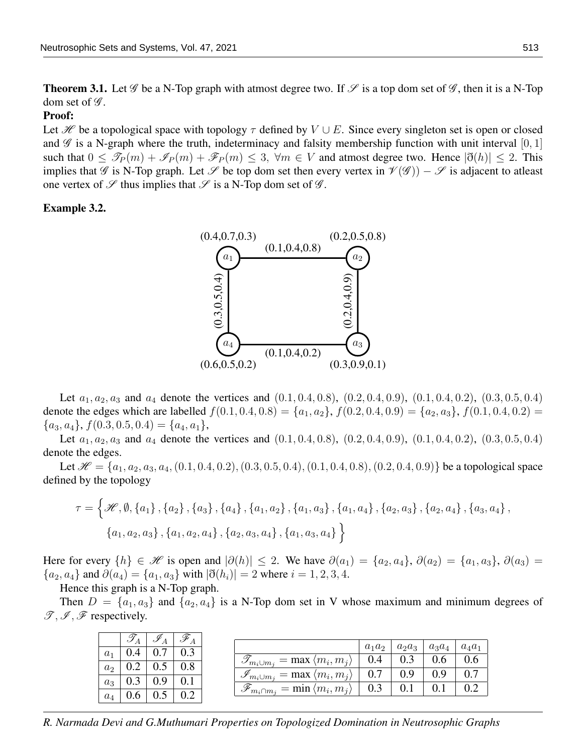**Theorem 3.1.** Let $\mathscr{G}$ be a N-Top graph with atmost degree two. If $\mathscr{S}$ is a top dom set of $\mathscr{G}$, then it is a N-Top dom set of $\mathscr{G}$.

**Proof:**

Let $\mathscr{H}$ be a topological space with topology $\tau$ defined by $V \cup E$. Since every singleton set is open or closed and $\mathscr{G}$ is a N-graph where the truth, indeterminacy and falsity membership function with unit interval $[0,1]$ such that $0 \leq \mathscr{T}_P(m) + \mathscr{I}_P(m) + \mathscr{F}_P(m) \leq 3, \ \forall m \in V$ and atmost degree two. Hence $|\eth(h)| \leq 2$. This implies that $\mathscr{G}$ is N-Top graph. Let $\mathscr{S}$ be top dom set then every vertex in $\mathscr{V}(\mathscr{G})) - \mathscr{S}$ is adjacent to atleast one vertex of $\mathscr{S}$ thus implies that $\mathscr{S}$ is a N-Top dom set of $\mathscr{G}$.

**Example 3.2.**

(Figure: a 4-cycle graph with vertices $a_1$ (0.4,0.7,0.3), $a_2$ (0.2,0.5,0.8), $a_3$ (0.3,0.9,0.1), $a_4$ (0.6,0.5,0.2); edges $a_1a_2$ (0.1,0.4,0.8), $a_2a_3$ (0.2,0.4,0.9), $a_3a_4$ (0.1,0.4,0.2), $a_4a_1$ (0.3,0.5,0.4).)

Let $a_1, a_2, a_3$ and $a_4$ denote the vertices and $(0.1, 0.4, 0.8)$, $(0.2, 0.4, 0.9)$, $(0.1, 0.4, 0.2)$, $(0.3, 0.5, 0.4)$ denote the edges which are labelled $f(0.1, 0.4, 0.8) = \{a_1, a_2\}$, $f(0.2, 0.4, 0.9) = \{a_2, a_3\}$, $f(0.1, 0.4, 0.2) = \{a_3, a_4\}$, $f(0.3, 0.5, 0.4) = \{a_4, a_1\}$,

Let $a_1, a_2, a_3$ and $a_4$ denote the vertices and $(0.1, 0.4, 0.8)$, $(0.2, 0.4, 0.9)$, $(0.1, 0.4, 0.2)$, $(0.3, 0.5, 0.4)$ denote the edges.

Let $\mathscr{H} = \{a_1, a_2, a_3, a_4, (0.1, 0.4, 0.2), (0.3, 0.5, 0.4), (0.1, 0.4, 0.8), (0.2, 0.4, 0.9)\}$ be a topological space defined by the topology

$$\tau = \Big\{ \mathscr{H}, \emptyset, \{a_1\}, \{a_2\}, \{a_3\}, \{a_4\}, \{a_1, a_2\}, \{a_1, a_3\}, \{a_1, a_4\}, \{a_2, a_3\}, \{a_2, a_4\}, \{a_3, a_4\}, \{a_1, a_2, a_3\}, \{a_1, a_2, a_4\}, \{a_2, a_3, a_4\}, \{a_1, a_3, a_4\} \Big\}$$

Here for every $\{h\} \in \mathscr{H}$ is open and $|\partial(h)| \leq 2$. We have $\partial(a_1) = \{a_2, a_4\}$, $\partial(a_2) = \{a_1, a_3\}$, $\partial(a_3) = \{a_2, a_4\}$ and $\partial(a_4) = \{a_1, a_3\}$ with $|\eth(h_i)| = 2$ where $i = 1, 2, 3, 4$.

Hence this graph is a N-Top graph.

Then $D = \{a_1, a_3\}$ and $\{a_2, a_4\}$ is a N-Top dom set in V whose maximum and minimum degrees of $\mathscr{T}, \mathscr{I}, \mathscr{F}$ respectively.

| | $\mathscr{T}_A$ | $\mathscr{I}_A$ | $\mathscr{F}_A$ |
|---|---|---|---|
| $a_1$ | 0.4 | 0.7 | 0.3 |
| $a_2$ | 0.2 | 0.5 | 0.8 |
| $a_3$ | 0.3 | 0.9 | 0.1 |
| $a_4$ | 0.6 | 0.5 | 0.2 |

| | $a_1a_2$ | $a_2a_3$ | $a_3a_4$ | $a_4a_1$ |
|---|---|---|---|---|
| $\mathscr{T}_{m_i \cup m_j} = \max \langle m_i, m_j \rangle$ | 0.4 | 0.3 | 0.6 | 0.6 |
| $\mathscr{I}_{m_i \cup m_j} = \max \langle m_i, m_j \rangle$ | 0.7 | 0.9 | 0.9 | 0.7 |
| $\mathscr{F}_{m_i \cap m_j} = \min \langle m_i, m_j \rangle$ | 0.3 | 0.1 | 0.1 | 0.2 |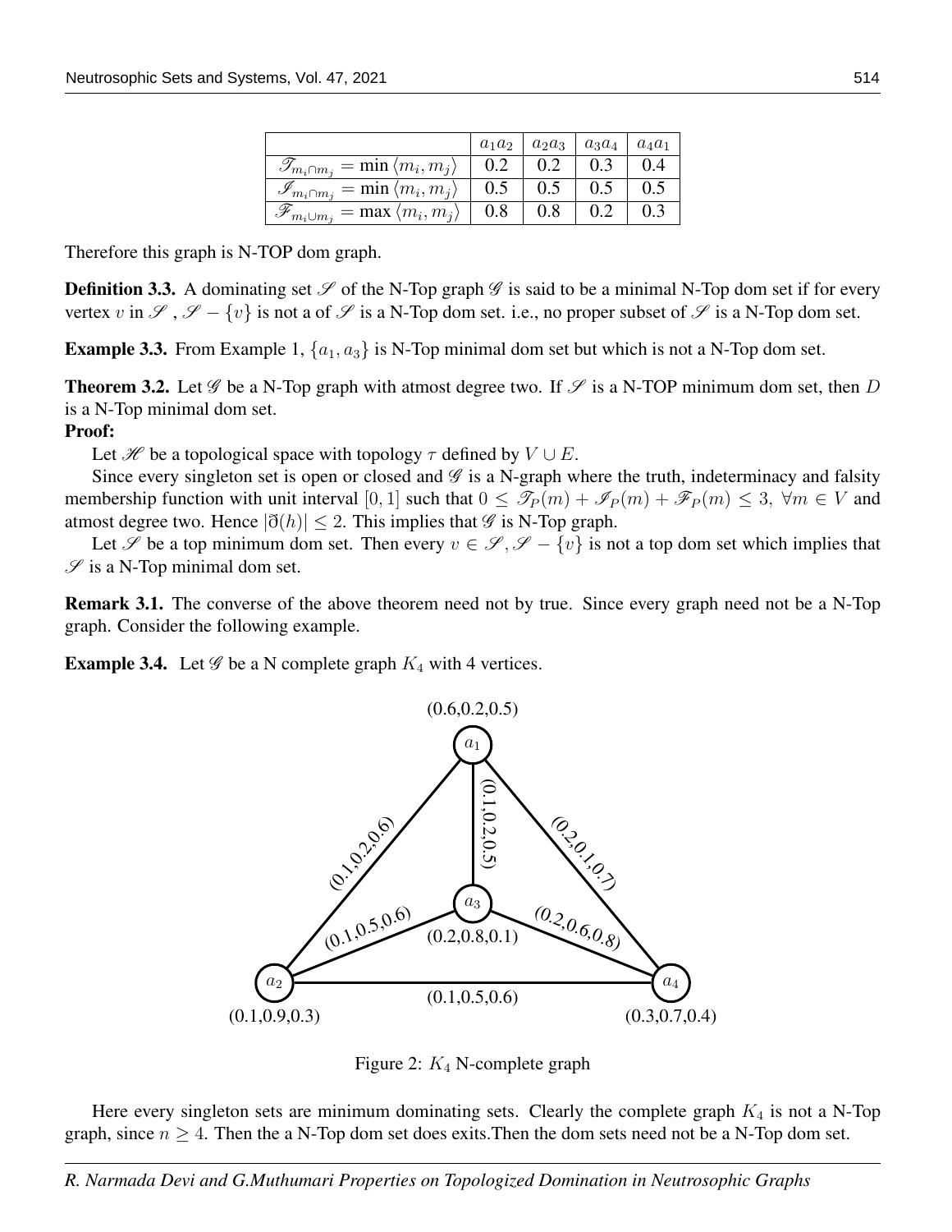| | $a_1a_2$ | $a_2a_3$ | $a_3a_4$ | $a_4a_1$ |
|---|---|---|---|---|
| $\mathscr{T}_{m_i \cap m_j} = \min \langle m_i, m_j \rangle$ | 0.2 | 0.2 | 0.3 | 0.4 |
| $\mathscr{I}_{m_i \cap m_j} = \min \langle m_i, m_j \rangle$ | 0.5 | 0.5 | 0.5 | 0.5 |
| $\mathscr{F}_{m_i \cup m_j} = \max \langle m_i, m_j \rangle$ | 0.8 | 0.8 | 0.2 | 0.3 |

Therefore this graph is N-TOP dom graph.

**Definition 3.3.** A dominating set $\mathscr{S}$ of the N-Top graph $\mathscr{G}$ is said to be a minimal N-Top dom set if for every vertex $v$ in $\mathscr{S}$ , $\mathscr{S} - \{v\}$ is not a of $\mathscr{S}$ is a N-Top dom set. i.e., no proper subset of $\mathscr{S}$ is a N-Top dom set.

**Example 3.3.** From Example 1, $\{a_1, a_3\}$ is N-Top minimal dom set but which is not a N-Top dom set.

**Theorem 3.2.** Let $\mathscr{G}$ be a N-Top graph with atmost degree two. If $\mathscr{S}$ is a N-TOP minimum dom set, then $D$ is a N-Top minimal dom set.

**Proof:**

Let $\mathscr{H}$ be a topological space with topology $\tau$ defined by $V \cup E$.

Since every singleton set is open or closed and $\mathscr{G}$ is a N-graph where the truth, indeterminacy and falsity membership function with unit interval $[0, 1]$ such that $0 \leq \mathscr{T}_P(m) + \mathscr{I}_P(m) + \mathscr{F}_P(m) \leq 3, \ \forall m \in V$ and atmost degree two. Hence $|\eth(h)| \leq 2$. This implies that $\mathscr{G}$ is N-Top graph.

Let $\mathscr{S}$ be a top minimum dom set. Then every $v \in \mathscr{S}, \mathscr{S} - \{v\}$ is not a top dom set which implies that $\mathscr{S}$ is a N-Top minimal dom set.

**Remark 3.1.** The converse of the above theorem need not by true. Since every graph need not be a N-Top graph. Consider the following example.

**Example 3.4.** Let $\mathscr{G}$ be a N complete graph $K_4$ with 4 vertices.

Figure 2: $K_4$ N-complete graph

Here every singleton sets are minimum dominating sets. Clearly the complete graph $K_4$ is not a N-Top graph, since $n \geq 4$. Then the a N-Top dom set does exits.Then the dom sets need not be a N-Top dom set.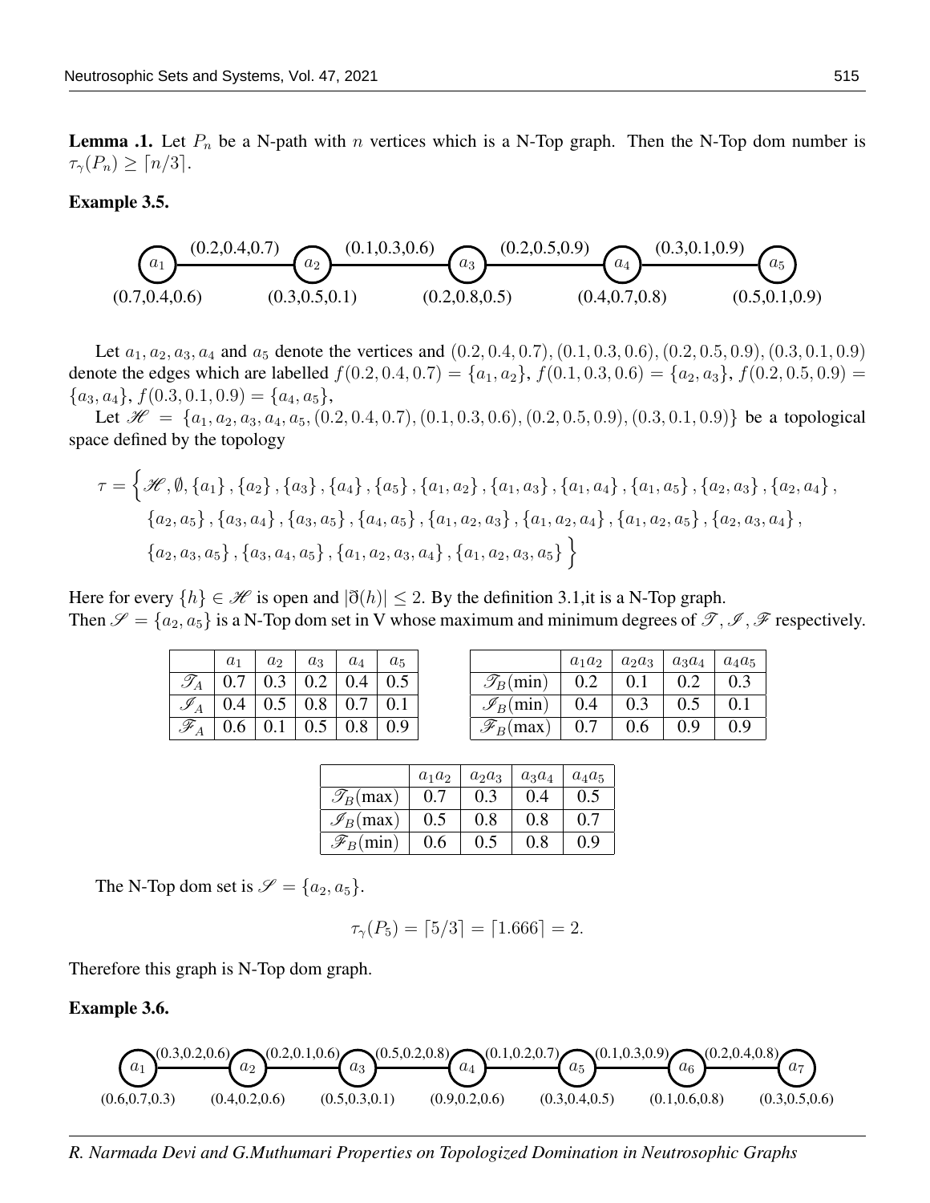**Lemma .1.** Let $P_n$ be a N-path with $n$ vertices which is a N-Top graph. Then the N-Top dom number is $\tau_\gamma(P_n) \geq \lceil n/3 \rceil$.

**Example 3.5.**

$a_1$ —(0.2,0.4,0.7)— $a_2$ —(0.1,0.3,0.6)— $a_3$ —(0.2,0.5,0.9)— $a_4$ —(0.3,0.1,0.9)— $a_5$

(0.7,0.4,0.6) (0.3,0.5,0.1) (0.2,0.8,0.5) (0.4,0.7,0.8) (0.5,0.1,0.9)

Let $a_1, a_2, a_3, a_4$ and $a_5$ denote the vertices and $(0.2, 0.4, 0.7), (0.1, 0.3, 0.6), (0.2, 0.5, 0.9), (0.3, 0.1, 0.9)$ denote the edges which are labelled $f(0.2, 0.4, 0.7) = \{a_1, a_2\}$, $f(0.1, 0.3, 0.6) = \{a_2, a_3\}$, $f(0.2, 0.5, 0.9) = \{a_3, a_4\}$, $f(0.3, 0.1, 0.9) = \{a_4, a_5\}$,

Let $\mathscr{H} = \{a_1, a_2, a_3, a_4, a_5, (0.2, 0.4, 0.7), (0.1, 0.3, 0.6), (0.2, 0.5, 0.9), (0.3, 0.1, 0.9)\}$ be a topological space defined by the topology

$$\tau = \Big\{ \mathscr{H}, \emptyset, \{a_1\}, \{a_2\}, \{a_3\}, \{a_4\}, \{a_5\}, \{a_1, a_2\}, \{a_1, a_3\}, \{a_1, a_4\}, \{a_1, a_5\}, \{a_2, a_3\}, \{a_2, a_4\}, \{a_2, a_5\}, \{a_3, a_4\}, \{a_3, a_5\}, \{a_4, a_5\}, \{a_1, a_2, a_3\}, \{a_1, a_2, a_4\}, \{a_1, a_2, a_5\}, \{a_2, a_3, a_4\}, \{a_2, a_3, a_5\}, \{a_3, a_4, a_5\}, \{a_1, a_2, a_3, a_4\}, \{a_1, a_2, a_3, a_5\} \Big\}$$

Here for every $\{h\} \in \mathscr{H}$ is open and $|\eth(h)| \leq 2$. By the definition 3.1,it is a N-Top graph.
Then $\mathscr{S} = \{a_2, a_5\}$ is a N-Top dom set in V whose maximum and minimum degrees of $\mathscr{T}, \mathscr{I}, \mathscr{F}$ respectively.

| | $a_1$ | $a_2$ | $a_3$ | $a_4$ | $a_5$ |
|---|---|---|---|---|---|
| $\mathscr{T}_A$ | 0.7 | 0.3 | 0.2 | 0.4 | 0.5 |
| $\mathscr{I}_A$ | 0.4 | 0.5 | 0.8 | 0.7 | 0.1 |
| $\mathscr{F}_A$ | 0.6 | 0.1 | 0.5 | 0.8 | 0.9 |

| | $a_1a_2$ | $a_2a_3$ | $a_3a_4$ | $a_4a_5$ |
|---|---|---|---|---|
| $\mathscr{T}_B$(min) | 0.2 | 0.1 | 0.2 | 0.3 |
| $\mathscr{I}_B$(min) | 0.4 | 0.3 | 0.5 | 0.1 |
| $\mathscr{F}_B$(max) | 0.7 | 0.6 | 0.9 | 0.9 |

| | $a_1a_2$ | $a_2a_3$ | $a_3a_4$ | $a_4a_5$ |
|---|---|---|---|---|
| $\mathscr{T}_B$(max) | 0.7 | 0.3 | 0.4 | 0.5 |
| $\mathscr{I}_B$(max) | 0.5 | 0.8 | 0.8 | 0.7 |
| $\mathscr{F}_B$(min) | 0.6 | 0.5 | 0.8 | 0.9 |

The N-Top dom set is $\mathscr{S} = \{a_2, a_5\}$.

$$\tau_\gamma(P_5) = \lceil 5/3 \rceil = \lceil 1.666 \rceil = 2.$$

Therefore this graph is N-Top dom graph.

**Example 3.6.**

$a_1$ —(0.3,0.2,0.6)— $a_2$ —(0.2,0.1,0.6)— $a_3$ —(0.5,0.2,0.8)— $a_4$ —(0.1,0.2,0.7)— $a_5$ —(0.1,0.3,0.9)— $a_6$ —(0.2,0.4,0.8)— $a_7$

(0.6,0.7,0.3) (0.4,0.2,0.6) (0.5,0.3,0.1) (0.9,0.2,0.6) (0.3,0.4,0.5) (0.1,0.6,0.8) (0.3,0.5,0.6)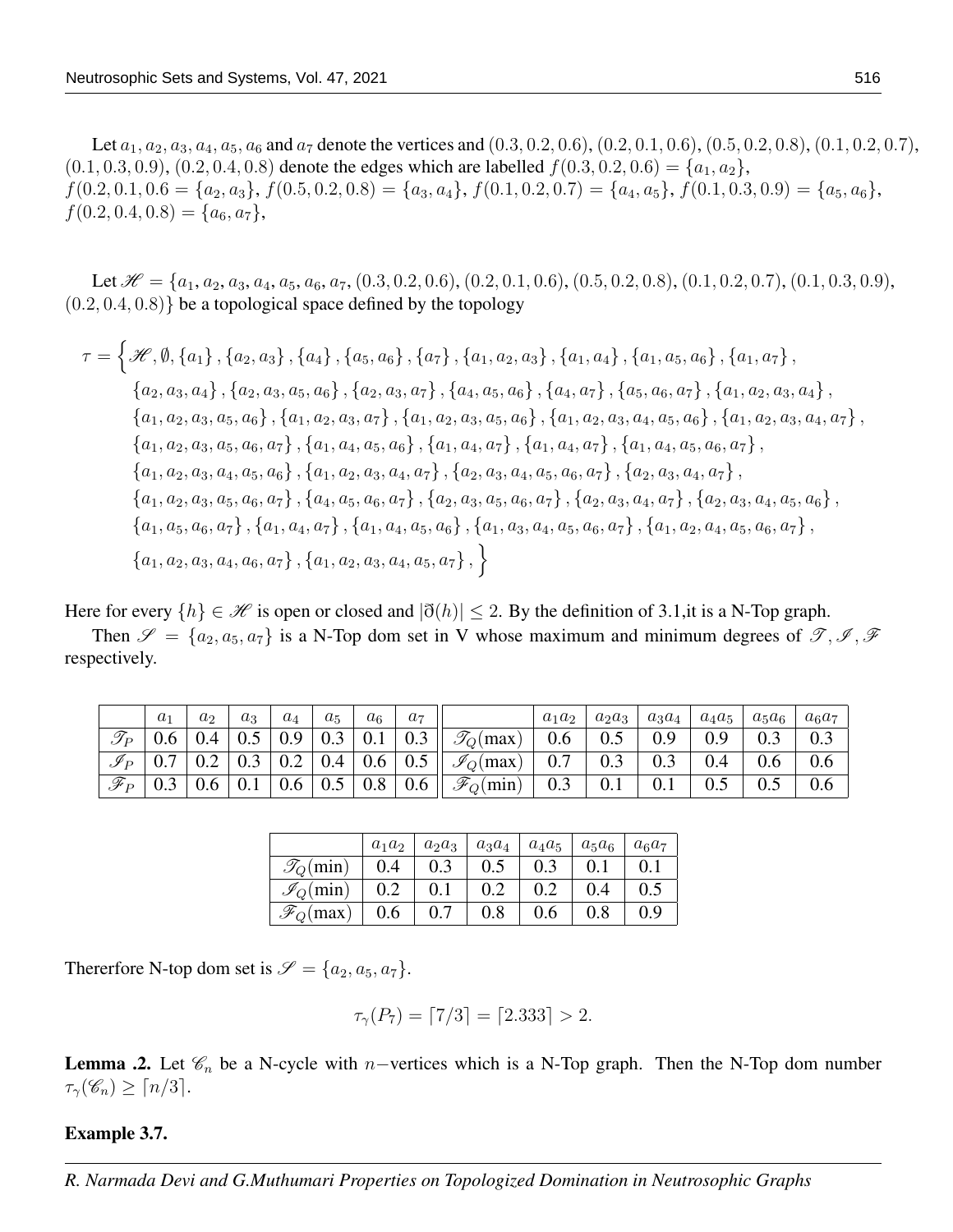Let $a_1, a_2, a_3, a_4, a_5, a_6$ and $a_7$ denote the vertices and $(0.3, 0.2, 0.6)$, $(0.2, 0.1, 0.6)$, $(0.5, 0.2, 0.8)$, $(0.1, 0.2, 0.7)$, $(0.1, 0.3, 0.9)$, $(0.2, 0.4, 0.8)$ denote the edges which are labelled $f(0.3, 0.2, 0.6) = \{a_1, a_2\}$, $f(0.2, 0.1, 0.6 = \{a_2, a_3\}$, $f(0.5, 0.2, 0.8) = \{a_3, a_4\}$, $f(0.1, 0.2, 0.7) = \{a_4, a_5\}$, $f(0.1, 0.3, 0.9) = \{a_5, a_6\}$, $f(0.2, 0.4, 0.8) = \{a_6, a_7\}$,

Let $\mathscr{H} = \{a_1, a_2, a_3, a_4, a_5, a_6, a_7, (0.3, 0.2, 0.6), (0.2, 0.1, 0.6), (0.5, 0.2, 0.8), (0.1, 0.2, 0.7), (0.1, 0.3, 0.9), (0.2, 0.4, 0.8)\}$ be a topological space defined by the topology

$$\begin{aligned}
\tau = \Big\{ & \mathscr{H}, \emptyset, \{a_1\}, \{a_2, a_3\}, \{a_4\}, \{a_5, a_6\}, \{a_7\}, \{a_1, a_2, a_3\}, \{a_1, a_4\}, \{a_1, a_5, a_6\}, \{a_1, a_7\}, \\
& \{a_2, a_3, a_4\}, \{a_2, a_3, a_5, a_6\}, \{a_2, a_3, a_7\}, \{a_4, a_5, a_6\}, \{a_4, a_7\}, \{a_5, a_6, a_7\}, \{a_1, a_2, a_3, a_4\}, \\
& \{a_1, a_2, a_3, a_5, a_6\}, \{a_1, a_2, a_3, a_7\}, \{a_1, a_2, a_3, a_5, a_6\}, \{a_1, a_2, a_3, a_4, a_5, a_6\}, \{a_1, a_2, a_3, a_4, a_7\}, \\
& \{a_1, a_2, a_3, a_5, a_6, a_7\}, \{a_1, a_4, a_5, a_6\}, \{a_1, a_4, a_7\}, \{a_1, a_4, a_7\}, \{a_1, a_4, a_5, a_6, a_7\}, \\
& \{a_1, a_2, a_3, a_4, a_5, a_6\}, \{a_1, a_2, a_3, a_4, a_7\}, \{a_2, a_3, a_4, a_5, a_6, a_7\}, \{a_2, a_3, a_4, a_7\}, \\
& \{a_1, a_2, a_3, a_5, a_6, a_7\}, \{a_4, a_5, a_6, a_7\}, \{a_2, a_3, a_5, a_6, a_7\}, \{a_2, a_3, a_4, a_7\}, \{a_2, a_3, a_4, a_5, a_6\}, \\
& \{a_1, a_5, a_6, a_7\}, \{a_1, a_4, a_7\}, \{a_1, a_4, a_5, a_6\}, \{a_1, a_3, a_4, a_5, a_6, a_7\}, \{a_1, a_2, a_4, a_5, a_6, a_7\}, \\
& \{a_1, a_2, a_3, a_4, a_6, a_7\}, \{a_1, a_2, a_3, a_4, a_5, a_7\}, \Big\}
\end{aligned}$$

Here for every $\{h\} \in \mathscr{H}$ is open or closed and $|\eth(h)| \leq 2$. By the definition of 3.1,it is a N-Top graph.

Then $\mathscr{S} = \{a_2, a_5, a_7\}$ is a N-Top dom set in V whose maximum and minimum degrees of $\mathscr{T}, \mathscr{I}, \mathscr{F}$ respectively.

| | $a_1$ | $a_2$ | $a_3$ | $a_4$ | $a_5$ | $a_6$ | $a_7$ |
|---|---|---|---|---|---|---|---|
| $\mathscr{T}_P$ | 0.6 | 0.4 | 0.5 | 0.9 | 0.3 | 0.1 | 0.3 |
| $\mathscr{I}_P$ | 0.7 | 0.2 | 0.3 | 0.2 | 0.4 | 0.6 | 0.5 |
| $\mathscr{F}_P$ | 0.3 | 0.6 | 0.1 | 0.6 | 0.5 | 0.8 | 0.6 |

| | $a_1a_2$ | $a_2a_3$ | $a_3a_4$ | $a_4a_5$ | $a_5a_6$ | $a_6a_7$ |
|---|---|---|---|---|---|---|
| $\mathscr{T}_Q$(max) | 0.6 | 0.5 | 0.9 | 0.9 | 0.3 | 0.3 |
| $\mathscr{I}_Q$(max) | 0.7 | 0.3 | 0.3 | 0.4 | 0.6 | 0.6 |
| $\mathscr{F}_Q$(min) | 0.3 | 0.1 | 0.1 | 0.5 | 0.5 | 0.6 |

| | $a_1a_2$ | $a_2a_3$ | $a_3a_4$ | $a_4a_5$ | $a_5a_6$ | $a_6a_7$ |
|---|---|---|---|---|---|---|
| $\mathscr{T}_Q$(min) | 0.4 | 0.3 | 0.5 | 0.3 | 0.1 | 0.1 |
| $\mathscr{I}_Q$(min) | 0.2 | 0.1 | 0.2 | 0.2 | 0.4 | 0.5 |
| $\mathscr{F}_Q$(max) | 0.6 | 0.7 | 0.8 | 0.6 | 0.8 | 0.9 |

Thererfore N-top dom set is $\mathscr{S} = \{a_2, a_5, a_7\}$.

$$\tau_\gamma(P_7) = \lceil 7/3 \rceil = \lceil 2.333 \rceil > 2.$$

**Lemma .2.** Let $\mathscr{C}_n$ be a N-cycle with $n-$vertices which is a N-Top graph. Then the N-Top dom number $\tau_\gamma(\mathscr{C}_n) \geq \lceil n/3 \rceil$.

**Example 3.7.**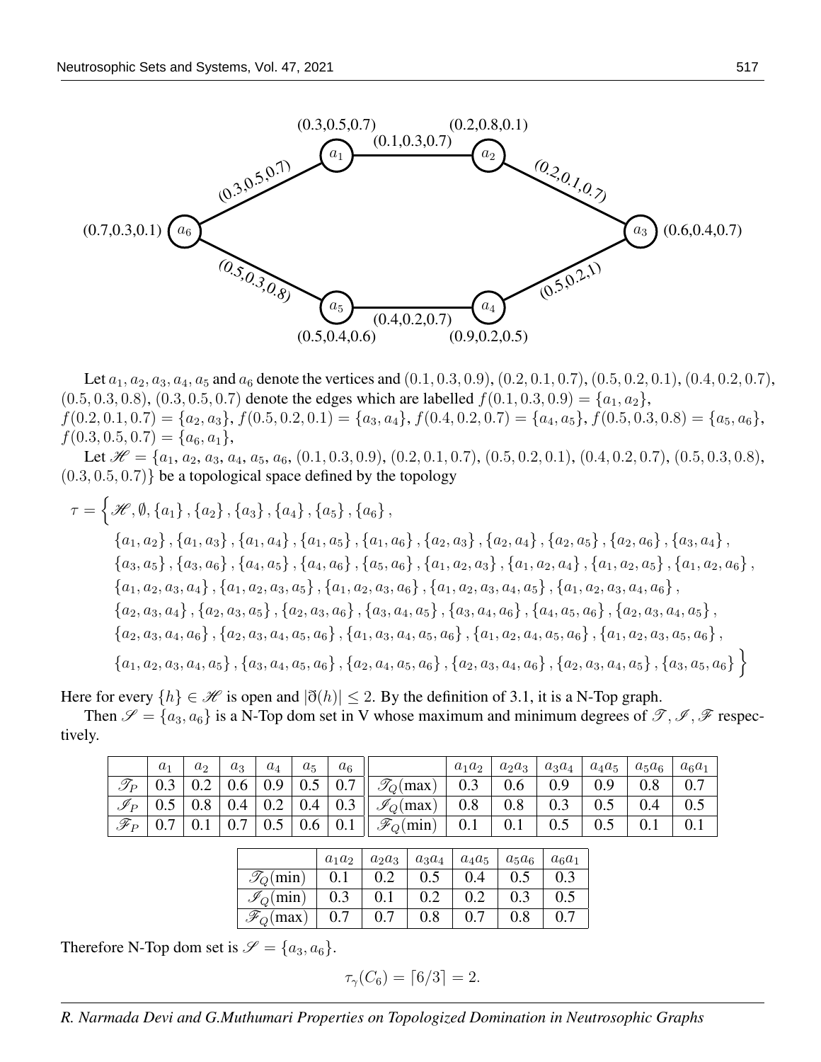(0.3,0.5,0.7) (0.2,0.8,0.1)

(0.1,0.3,0.7)

$a_1$ $a_2$

(0.3,0.5,0.7) (0.2,0.1,0.7)

(0.7,0.3,0.1) $a_6$ $a_3$ (0.6,0.4,0.7)

(0.5,0.3,0.8) (0.5,0.2,1)

$a_5$ $a_4$

(0.4,0.2,0.7)

(0.5,0.4,0.6) (0.9,0.2,0.5)

Let $a_1, a_2, a_3, a_4, a_5$ and $a_6$ denote the vertices and $(0.1, 0.3, 0.9)$, $(0.2, 0.1, 0.7)$, $(0.5, 0.2, 0.1)$, $(0.4, 0.2, 0.7)$, $(0.5, 0.3, 0.8)$, $(0.3, 0.5, 0.7)$ denote the edges which are labelled $f(0.1, 0.3, 0.9) = \{a_1, a_2\}$, $f(0.2, 0.1, 0.7) = \{a_2, a_3\}$, $f(0.5, 0.2, 0.1) = \{a_3, a_4\}$, $f(0.4, 0.2, 0.7) = \{a_4, a_5\}$, $f(0.5, 0.3, 0.8) = \{a_5, a_6\}$, $f(0.3, 0.5, 0.7) = \{a_6, a_1\}$,

Let $\mathscr{H} = \{a_1, a_2, a_3, a_4, a_5, a_6, (0.1, 0.3, 0.9), (0.2, 0.1, 0.7), (0.5, 0.2, 0.1), (0.4, 0.2, 0.7), (0.5, 0.3, 0.8), (0.3, 0.5, 0.7)\}$ be a topological space defined by the topology

$$\tau = \Big\{ \mathscr{H}, \emptyset, \{a_1\}, \{a_2\}, \{a_3\}, \{a_4\}, \{a_5\}, \{a_6\},$$
$$\{a_1, a_2\}, \{a_1, a_3\}, \{a_1, a_4\}, \{a_1, a_5\}, \{a_1, a_6\}, \{a_2, a_3\}, \{a_2, a_4\}, \{a_2, a_5\}, \{a_2, a_6\}, \{a_3, a_4\},$$
$$\{a_3, a_5\}, \{a_3, a_6\}, \{a_4, a_5\}, \{a_4, a_6\}, \{a_5, a_6\}, \{a_1, a_2, a_3\}, \{a_1, a_2, a_4\}, \{a_1, a_2, a_5\}, \{a_1, a_2, a_6\},$$
$$\{a_1, a_2, a_3, a_4\}, \{a_1, a_2, a_3, a_5\}, \{a_1, a_2, a_3, a_6\}, \{a_1, a_2, a_3, a_4, a_5\}, \{a_1, a_2, a_3, a_4, a_6\},$$
$$\{a_2, a_3, a_4\}, \{a_2, a_3, a_5\}, \{a_2, a_3, a_6\}, \{a_3, a_4, a_5\}, \{a_3, a_4, a_6\}, \{a_4, a_5, a_6\}, \{a_2, a_3, a_4, a_5\},$$
$$\{a_2, a_3, a_4, a_6\}, \{a_2, a_3, a_4, a_5, a_6\}, \{a_1, a_3, a_4, a_5, a_6\}, \{a_1, a_2, a_4, a_5, a_6\}, \{a_1, a_2, a_3, a_5, a_6\},$$
$$\{a_1, a_2, a_3, a_4, a_5\}, \{a_3, a_4, a_5, a_6\}, \{a_2, a_4, a_5, a_6\}, \{a_2, a_3, a_4, a_6\}, \{a_2, a_3, a_4, a_5\}, \{a_3, a_5, a_6\} \Big\}$$

Here for every $\{h\} \in \mathscr{H}$ is open and $|\eth(h)| \leq 2$. By the definition of 3.1, it is a N-Top graph.

Then $\mathscr{S} = \{a_3, a_6\}$ is a N-Top dom set in V whose maximum and minimum degrees of $\mathscr{T}, \mathscr{I}, \mathscr{F}$ respectively.

| | $a_1$ | $a_2$ | $a_3$ | $a_4$ | $a_5$ | $a_6$ |
|---|---|---|---|---|---|---|
| $\mathscr{T}_P$ | 0.3 | 0.2 | 0.6 | 0.9 | 0.5 | 0.7 |
| $\mathscr{I}_P$ | 0.5 | 0.8 | 0.4 | 0.2 | 0.4 | 0.3 |
| $\mathscr{F}_P$ | 0.7 | 0.1 | 0.7 | 0.5 | 0.6 | 0.1 |

| | $a_1a_2$ | $a_2a_3$ | $a_3a_4$ | $a_4a_5$ | $a_5a_6$ | $a_6a_1$ |
|---|---|---|---|---|---|---|
| $\mathscr{T}_Q$(max) | 0.3 | 0.6 | 0.9 | 0.9 | 0.8 | 0.7 |
| $\mathscr{I}_Q$(max) | 0.8 | 0.8 | 0.3 | 0.5 | 0.4 | 0.5 |
| $\mathscr{F}_Q$(min) | 0.1 | 0.1 | 0.5 | 0.5 | 0.1 | 0.1 |

| | $a_1a_2$ | $a_2a_3$ | $a_3a_4$ | $a_4a_5$ | $a_5a_6$ | $a_6a_1$ |
|---|---|---|---|---|---|---|
| $\mathscr{T}_Q$(min) | 0.1 | 0.2 | 0.5 | 0.4 | 0.5 | 0.3 |
| $\mathscr{I}_Q$(min) | 0.3 | 0.1 | 0.2 | 0.2 | 0.3 | 0.5 |
| $\mathscr{F}_Q$(max) | 0.7 | 0.7 | 0.8 | 0.7 | 0.8 | 0.7 |

Therefore N-Top dom set is $\mathscr{S} = \{a_3, a_6\}$.

$$\tau_\gamma(C_6) = \lceil 6/3 \rceil = 2.$$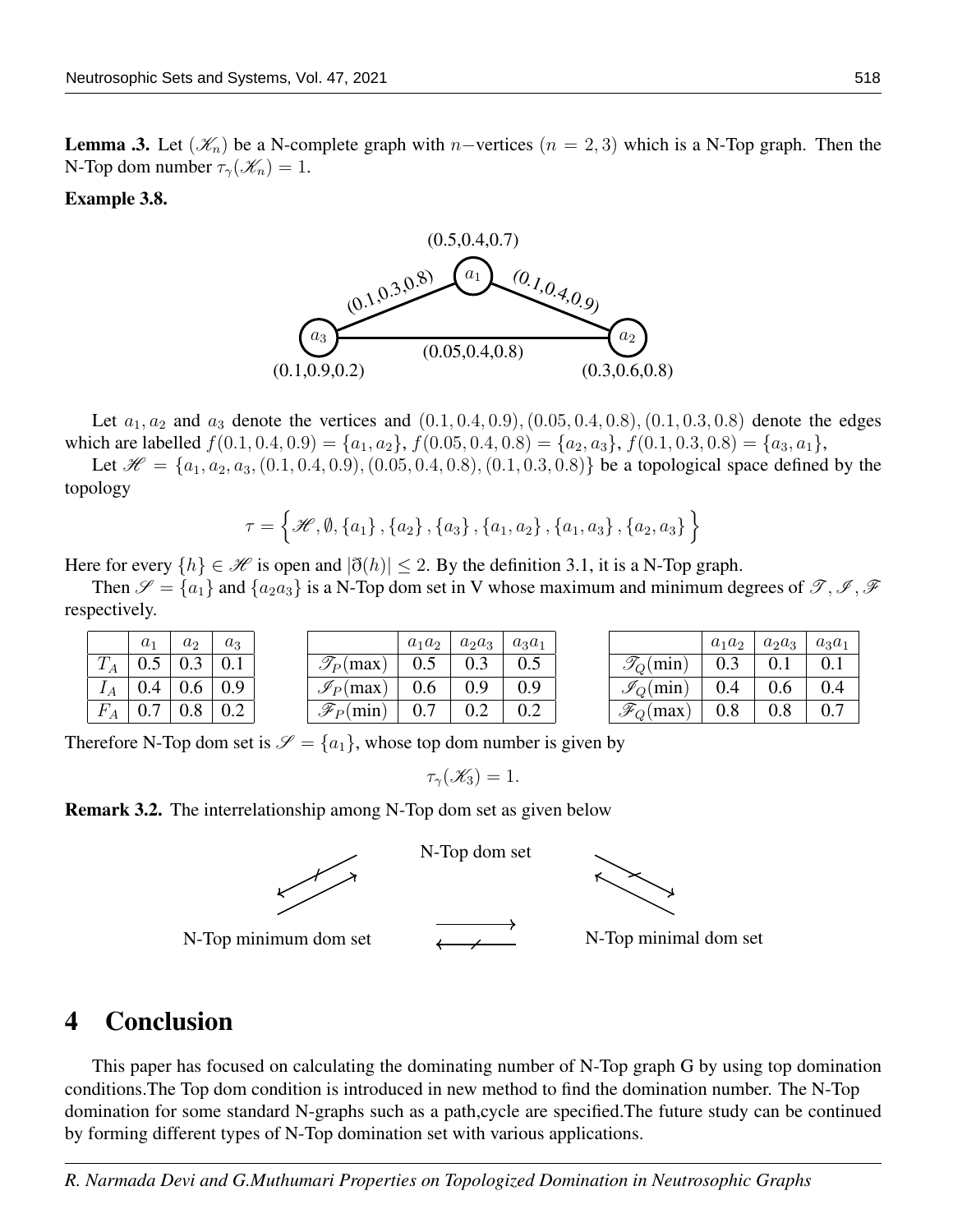**Lemma .3.** Let $(\mathscr{K}_n)$ be a N-complete graph with $n-$vertices $(n = 2, 3)$ which is a N-Top graph. Then the N-Top dom number $\tau_\gamma(\mathscr{K}_n) = 1$.

**Example 3.8.**

Let $a_1, a_2$ and $a_3$ denote the vertices and $(0.1, 0.4, 0.9), (0.05, 0.4, 0.8), (0.1, 0.3, 0.8)$ denote the edges which are labelled $f(0.1, 0.4, 0.9) = \{a_1, a_2\}$, $f(0.05, 0.4, 0.8) = \{a_2, a_3\}$, $f(0.1, 0.3, 0.8) = \{a_3, a_1\}$,

Let $\mathscr{H} = \{a_1, a_2, a_3, (0.1, 0.4, 0.9), (0.05, 0.4, 0.8), (0.1, 0.3, 0.8)\}$ be a topological space defined by the topology

$$\tau = \Big\{\mathscr{H}, \emptyset, \{a_1\}, \{a_2\}, \{a_3\}, \{a_1, a_2\}, \{a_1, a_3\}, \{a_2, a_3\}\Big\}$$

Here for every $\{h\} \in \mathscr{H}$ is open and $|\eth(h)| \leq 2$. By the definition 3.1, it is a N-Top graph.

Then $\mathscr{S} = \{a_1\}$ and $\{a_2 a_3\}$ is a N-Top dom set in V whose maximum and minimum degrees of $\mathscr{T}, \mathscr{I}, \mathscr{F}$ respectively.

| | $a_1$ | $a_2$ | $a_3$ |
|---|---|---|---|
| $T_A$ | 0.5 | 0.3 | 0.1 |
| $I_A$ | 0.4 | 0.6 | 0.9 |
| $F_A$ | 0.7 | 0.8 | 0.2 |

| | $a_1a_2$ | $a_2a_3$ | $a_3a_1$ |
|---|---|---|---|
| $\mathscr{T}_P$(max) | 0.5 | 0.3 | 0.5 |
| $\mathscr{I}_P$(max) | 0.6 | 0.9 | 0.9 |
| $\mathscr{F}_P$(min) | 0.7 | 0.2 | 0.2 |

| | $a_1a_2$ | $a_2a_3$ | $a_3a_1$ |
|---|---|---|---|
| $\mathscr{T}_Q$(min) | 0.3 | 0.1 | 0.1 |
| $\mathscr{I}_Q$(min) | 0.4 | 0.6 | 0.4 |
| $\mathscr{F}_Q$(max) | 0.8 | 0.8 | 0.7 |

Therefore N-Top dom set is $\mathscr{S} = \{a_1\}$, whose top dom number is given by

$$\tau_\gamma(\mathscr{K}_3) = 1.$$

**Remark 3.2.** The interrelationship among N-Top dom set as given below

N-Top dom set

N-Top minimum dom set ⟶ N-Top minimal dom set

# 4 Conclusion

This paper has focused on calculating the dominating number of N-Top graph G by using top domination conditions.The Top dom condition is introduced in new method to find the domination number. The N-Top domination for some standard N-graphs such as a path,cycle are specified.The future study can be continued by forming different types of N-Top domination set with various applications.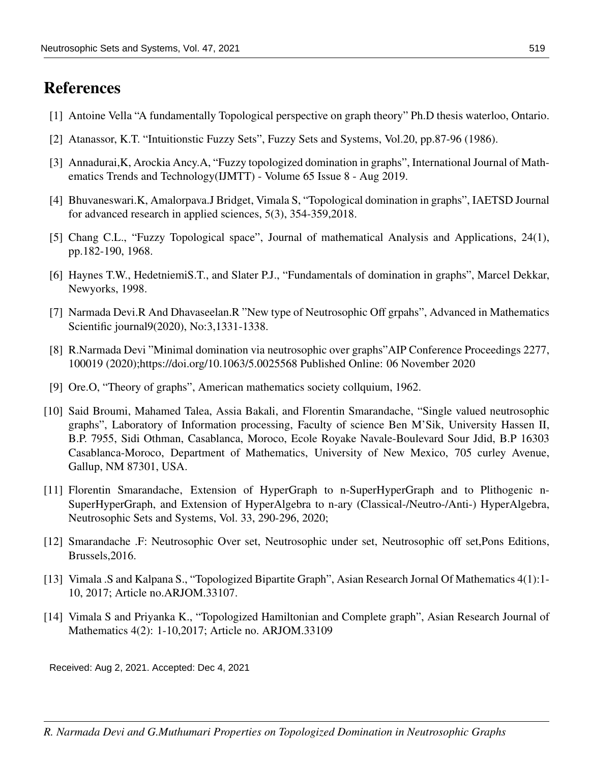# References

[1] Antoine Vella "A fundamentally Topological perspective on graph theory" Ph.D thesis waterloo, Ontario.

[2] Atanassor, K.T. "Intuitionstic Fuzzy Sets", Fuzzy Sets and Systems, Vol.20, pp.87-96 (1986).

[3] Annadurai,K, Arockia Ancy.A, "Fuzzy topologized domination in graphs", International Journal of Mathematics Trends and Technology(IJMTT) - Volume 65 Issue 8 - Aug 2019.

[4] Bhuvaneswari.K, Amalorpava.J Bridget, Vimala S, "Topological domination in graphs", IAETSD Journal for advanced research in applied sciences, 5(3), 354-359,2018.

[5] Chang C.L., "Fuzzy Topological space", Journal of mathematical Analysis and Applications, 24(1), pp.182-190, 1968.

[6] Haynes T.W., HedetniemiS.T., and Slater P.J., "Fundamentals of domination in graphs", Marcel Dekkar, Newyorks, 1998.

[7] Narmada Devi.R And Dhavaseelan.R "New type of Neutrosophic Off grpahs", Advanced in Mathematics Scientific journal9(2020), No:3,1331-1338.

[8] R.Narmada Devi "Minimal domination via neutrosophic over graphs"AIP Conference Proceedings 2277, 100019 (2020);https://doi.org/10.1063/5.0025568 Published Online: 06 November 2020

[9] Ore.O, "Theory of graphs", American mathematics society collquium, 1962.

[10] Said Broumi, Mahamed Talea, Assia Bakali, and Florentin Smarandache, "Single valued neutrosophic graphs", Laboratory of Information processing, Faculty of science Ben M'Sik, University Hassen II, B.P. 7955, Sidi Othman, Casablanca, Moroco, Ecole Royake Navale-Boulevard Sour Jdid, B.P 16303 Casablanca-Moroco, Department of Mathematics, University of New Mexico, 705 curley Avenue, Gallup, NM 87301, USA.

[11] Florentin Smarandache, Extension of HyperGraph to n-SuperHyperGraph and to Plithogenic n-SuperHyperGraph, and Extension of HyperAlgebra to n-ary (Classical-/Neutro-/Anti-) HyperAlgebra, Neutrosophic Sets and Systems, Vol. 33, 290-296, 2020;

[12] Smarandache .F: Neutrosophic Over set, Neutrosophic under set, Neutrosophic off set,Pons Editions, Brussels,2016.

[13] Vimala .S and Kalpana S., "Topologized Bipartite Graph", Asian Research Jornal Of Mathematics 4(1):1-10, 2017; Article no.ARJOM.33107.

[14] Vimala S and Priyanka K., "Topologized Hamiltonian and Complete graph", Asian Research Journal of Mathematics 4(2): 1-10,2017; Article no. ARJOM.33109

Received: Aug 2, 2021. Accepted: Dec 4, 2021